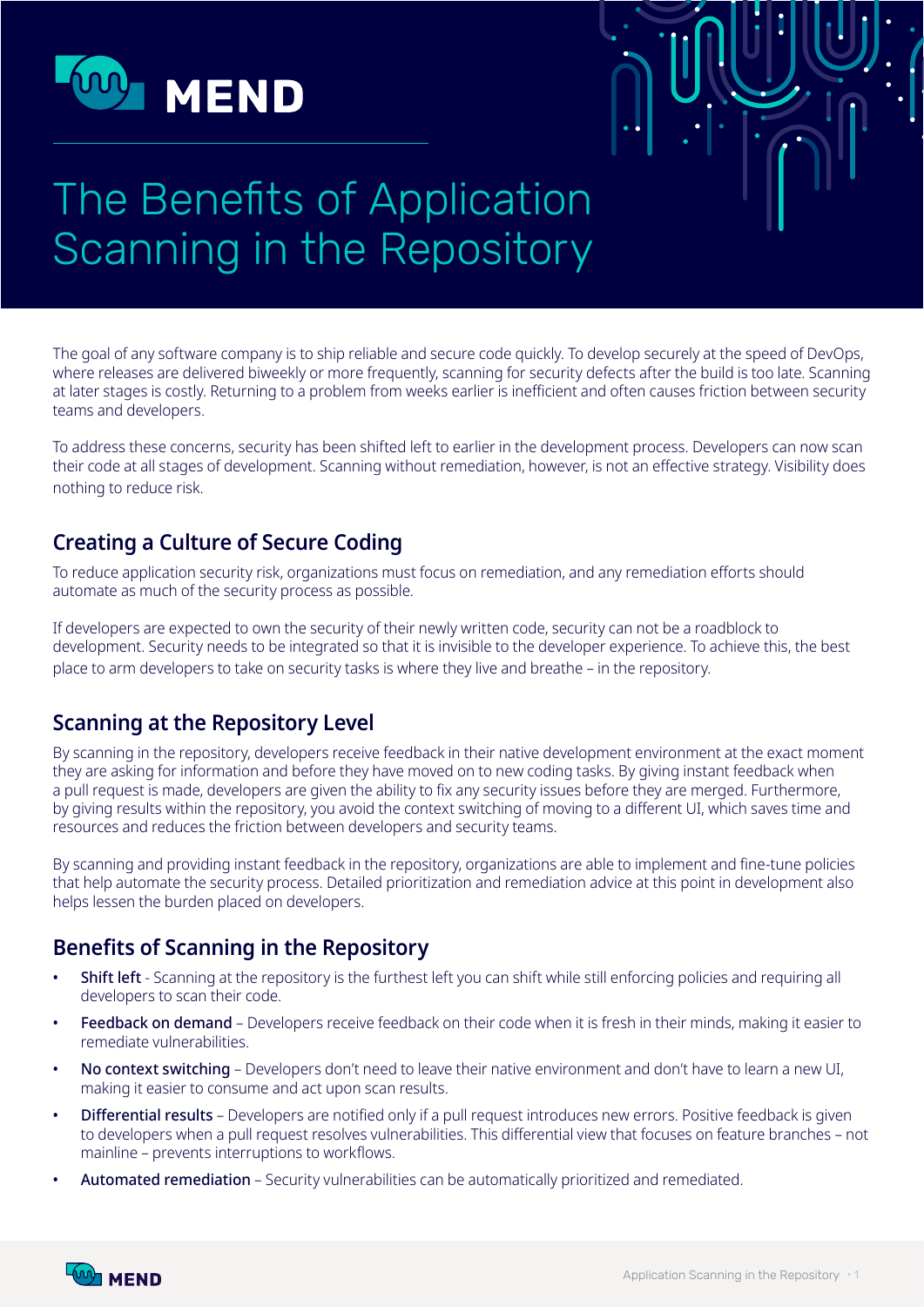MEND

# The Benefits of Application Scanning in the Repository

The goal of any software company is to ship reliable and secure code quickly. To develop securely at the speed of DevOps, where releases are delivered biweekly or more frequently, scanning for security defects after the build is too late. Scanning at later stages is costly. Returning to a problem from weeks earlier is inefficient and often causes friction between security teams and developers.

To address these concerns, security has been shifted left to earlier in the development process. Developers can now scan their code at all stages of development. Scanning without remediation, however, is not an effective strategy. Visibility does nothing to reduce risk.

## Creating a Culture of Secure Coding

To reduce application security risk, organizations must focus on remediation, and any remediation efforts should automate as much of the security process as possible.

If developers are expected to own the security of their newly written code, security can not be a roadblock to development. Security needs to be integrated so that it is invisible to the developer experience. To achieve this, the best place to arm developers to take on security tasks is where they live and breathe – in the repository.

## Scanning at the Repository Level

By scanning in the repository, developers receive feedback in their native development environment at the exact moment they are asking for information and before they have moved on to new coding tasks. By giving instant feedback when a pull request is made, developers are given the ability to fix any security issues before they are merged. Furthermore, by giving results within the repository, you avoid the context switching of moving to a different UI, which saves time and resources and reduces the friction between developers and security teams.

By scanning and providing instant feedback in the repository, organizations are able to implement and fine-tune policies that help automate the security process. Detailed prioritization and remediation advice at this point in development also helps lessen the burden placed on developers.

## Benefits of Scanning in the Repository

- **Shift left** - Scanning at the repository is the furthest left you can shift while still enforcing policies and requiring all developers to scan their code.
- **Feedback on demand** – Developers receive feedback on their code when it is fresh in their minds, making it easier to remediate vulnerabilities.
- **No context switching** – Developers don't need to leave their native environment and don't have to learn a new UI, making it easier to consume and act upon scan results.
- **Differential results** – Developers are notified only if a pull request introduces new errors. Positive feedback is given to developers when a pull request resolves vulnerabilities. This differential view that focuses on feature branches – not mainline – prevents interruptions to workflows.
- **Automated remediation** – Security vulnerabilities can be automatically prioritized and remediated.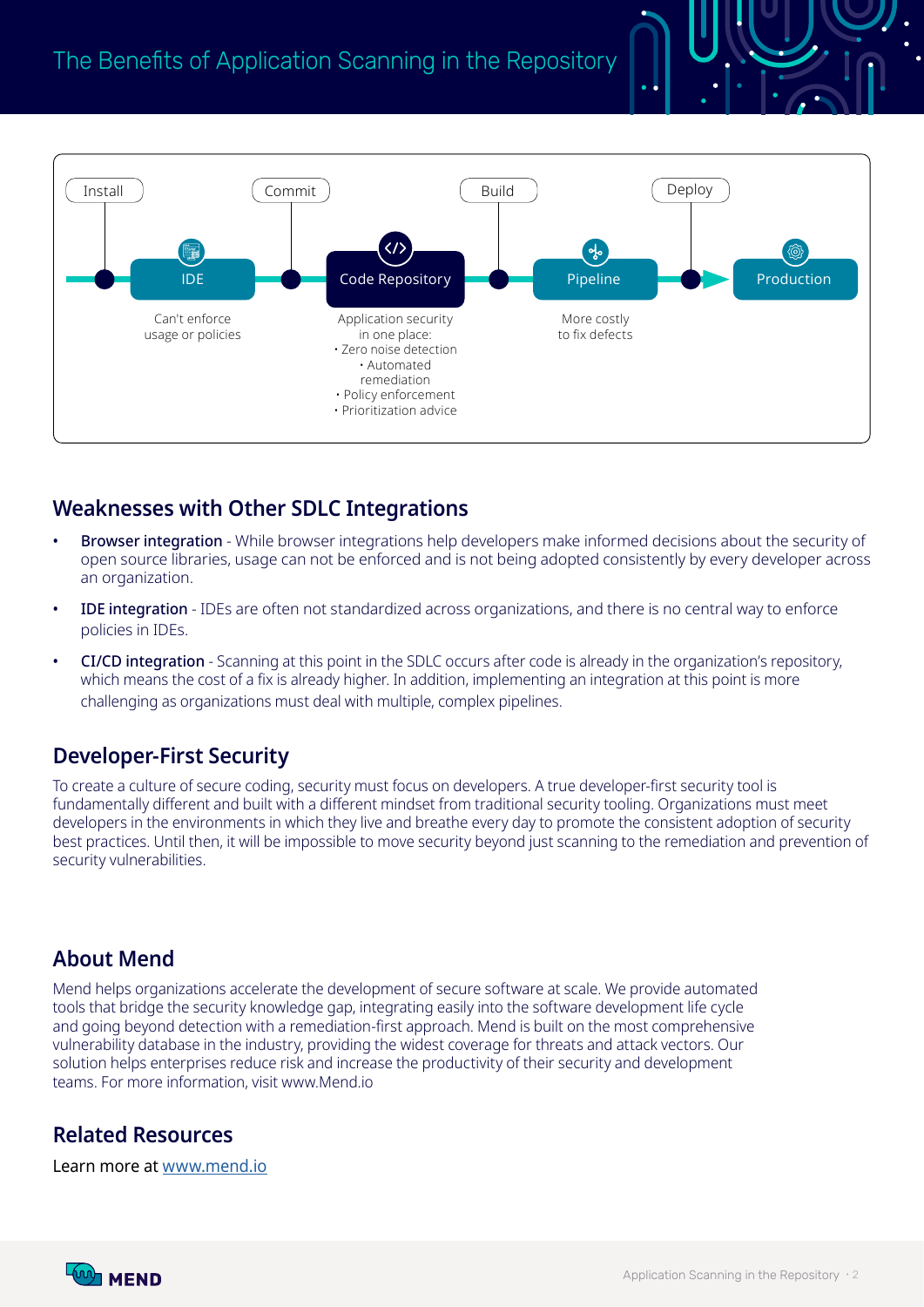## The Benefits of Application Scanning in the Repository

Install

Commit

Build

Deploy

IDE

Code Repository

Pipeline

Production

Can't enforce usage or policies

Application security in one place:
• Zero noise detection
• Automated remediation
• Policy enforcement
• Prioritization advice

More costly to fix defects

## Weaknesses with Other SDLC Integrations

- **Browser integration** - While browser integrations help developers make informed decisions about the security of open source libraries, usage can not be enforced and is not being adopted consistently by every developer across an organization.
- **IDE integration** - IDEs are often not standardized across organizations, and there is no central way to enforce policies in IDEs.
- **CI/CD integration** - Scanning at this point in the SDLC occurs after code is already in the organization's repository, which means the cost of a fix is already higher. In addition, implementing an integration at this point is more challenging as organizations must deal with multiple, complex pipelines.

## Developer-First Security

To create a culture of secure coding, security must focus on developers. A true developer-first security tool is fundamentally different and built with a different mindset from traditional security tooling. Organizations must meet developers in the environments in which they live and breathe every day to promote the consistent adoption of security best practices. Until then, it will be impossible to move security beyond just scanning to the remediation and prevention of security vulnerabilities.

## About Mend

Mend helps organizations accelerate the development of secure software at scale. We provide automated tools that bridge the security knowledge gap, integrating easily into the software development life cycle and going beyond detection with a remediation-first approach. Mend is built on the most comprehensive vulnerability database in the industry, providing the widest coverage for threats and attack vectors. Our solution helps enterprises reduce risk and increase the productivity of their security and development teams. For more information, visit www.Mend.io

## Related Resources

Learn more at [www.mend.io](http://www.mend.io)